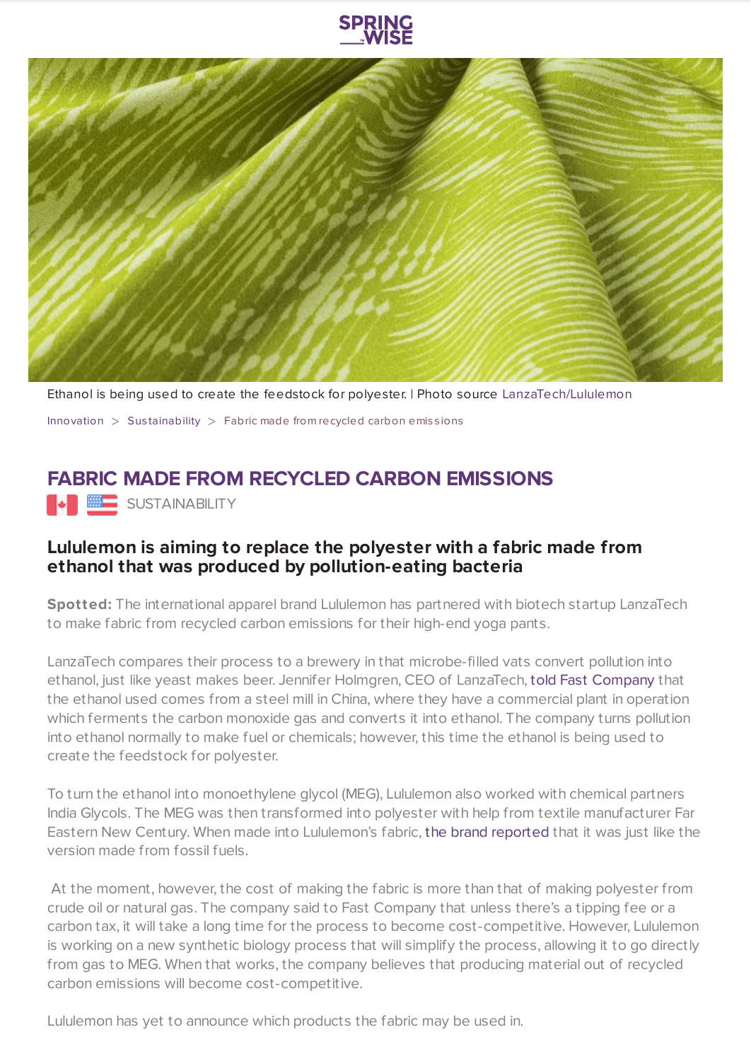Ethanol is being used to create the feedstock for polyester. | Photo source LanzaTech/Lululemon

Innovation > Sustainability > Fabric made from recycled carbon emissions

# FABRIC MADE FROM RECYCLED CARBON EMISSIONS

SUSTAINABILITY

## Lululemon is aiming to replace the polyester with a fabric made from ethanol that was produced by pollution-eating bacteria

**Spotted:** The international apparel brand Lululemon has partnered with biotech startup LanzaTech to make fabric from recycled carbon emissions for their high-end yoga pants.

LanzaTech compares their process to a brewery in that microbe-filled vats convert pollution into ethanol, just like yeast makes beer. Jennifer Holmgren, CEO of LanzaTech, told Fast Company that the ethanol used comes from a steel mill in China, where they have a commercial plant in operation which ferments the carbon monoxide gas and converts it into ethanol. The company turns pollution into ethanol normally to make fuel or chemicals; however, this time the ethanol is being used to create the feedstock for polyester.

To turn the ethanol into monoethylene glycol (MEG), Lululemon also worked with chemical partners India Glycols. The MEG was then transformed into polyester with help from textile manufacturer Far Eastern New Century. When made into Lululemon's fabric, the brand reported that it was just like the version made from fossil fuels.

At the moment, however, the cost of making the fabric is more than that of making polyester from crude oil or natural gas. The company said to Fast Company that unless there's a tipping fee or a carbon tax, it will take a long time for the process to become cost-competitive. However, Lululemon is working on a new synthetic biology process that will simplify the process, allowing it to go directly from gas to MEG. When that works, the company believes that producing material out of recycled carbon emissions will become cost-competitive.

Lululemon has yet to announce which products the fabric may be used in.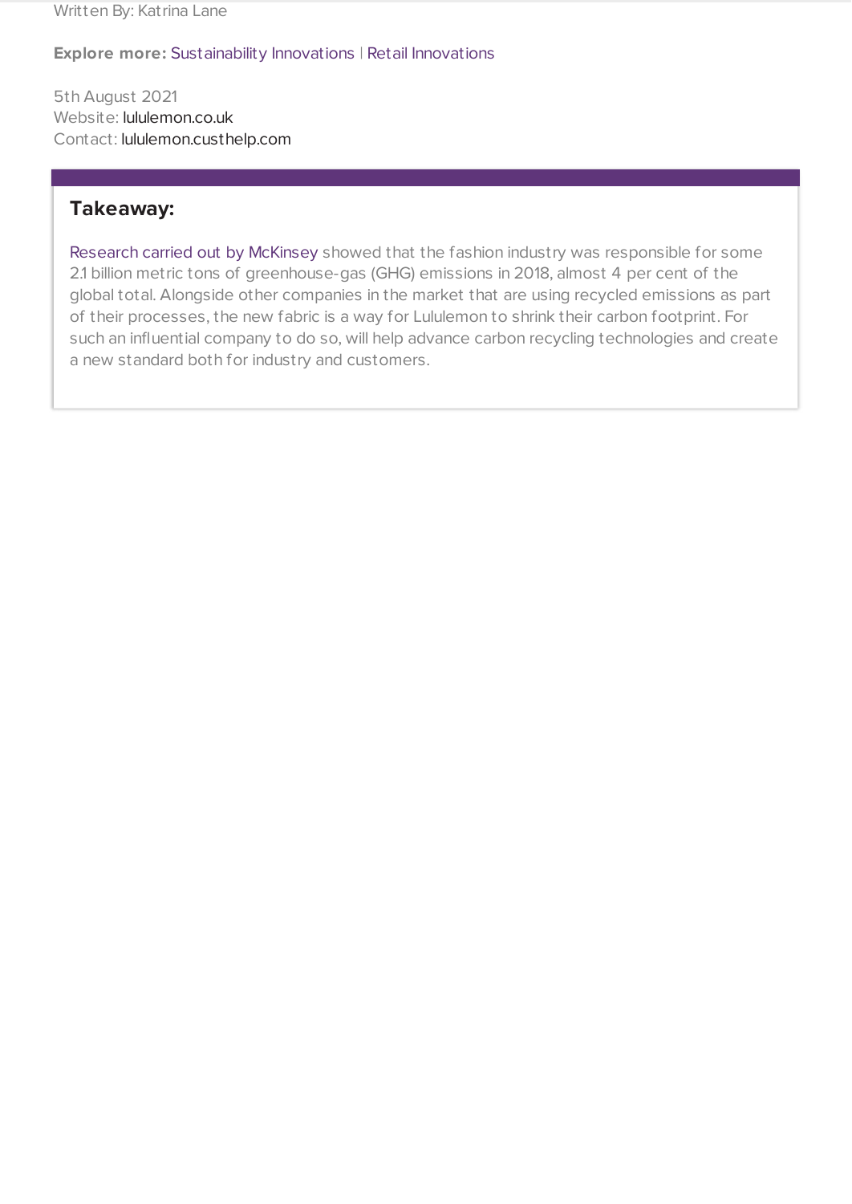Written By: Katrina Lane

**Explore more:** Sustainability Innovations | Retail Innovations

5th August 2021
Website: lululemon.co.uk
Contact: lululemon.custhelp.com

## Takeaway:

Research carried out by McKinsey showed that the fashion industry was responsible for some 2.1 billion metric tons of greenhouse-gas (GHG) emissions in 2018, almost 4 per cent of the global total. Alongside other companies in the market that are using recycled emissions as part of their processes, the new fabric is a way for Lululemon to shrink their carbon footprint. For such an influential company to do so, will help advance carbon recycling technologies and create a new standard both for industry and customers.